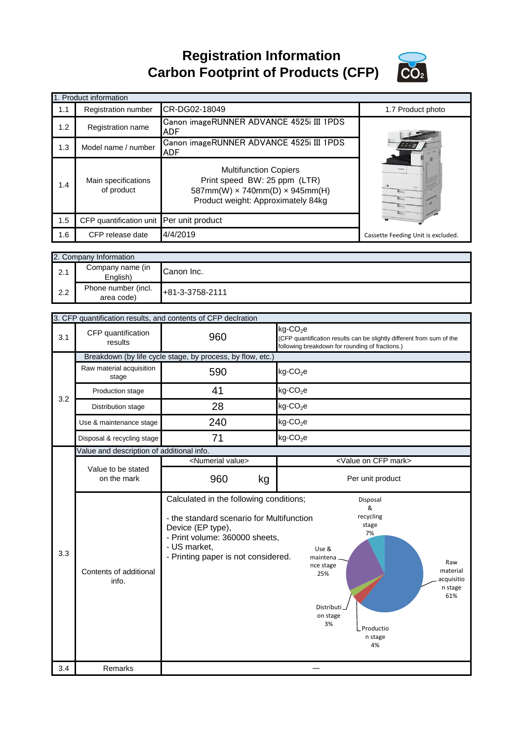# Registration Information
# Carbon Footprint of Products (CFP)

| 1. Product information | | | |
|---|---|---|---|
| 1.1 | Registration number | CR-DG02-18049 | 1.7 Product photo |
| 1.2 | Registration name | Canon imageRUNNER ADVANCE 4525i III 1PDS ADF | |
| 1.3 | Model name / number | Canon imageRUNNER ADVANCE 4525i III 1PDS ADF | |
| 1.4 | Main specifications of product | Multifunction Copiers<br>Print speed BW: 25 ppm (LTR)<br>587mm(W) × 740mm(D) × 945mm(H)<br>Product weight: Approximately 84kg | |
| 1.5 | CFP quantification unit | Per unit product | |
| 1.6 | CFP release date | 4/4/2019 | Cassette Feeding Unit is excluded. |

| 2. Company Information | | |
|---|---|---|
| 2.1 | Company name (in English) | Canon Inc. |
| 2.2 | Phone number (incl. area code) | +81-3-3758-2111 |

| 3. CFP quantification results, and contents of CFP declration | | | |
|---|---|---|---|
| 3.1 | CFP quantification results | 960 | kg-$CO_2$e (CFP quantification results can be slightly different from sum of the following breakdown for rounding of fractions.) |
| 3.2 | Breakdown (by life cycle stage, by process, by flow, etc.) | | |
| | Raw material acquisition stage | 590 | kg-$CO_2$e |
| | Production stage | 41 | kg-$CO_2$e |
| | Distribution stage | 28 | kg-$CO_2$e |
| | Use & maintenance stage | 240 | kg-$CO_2$e |
| | Disposal & recycling stage | 71 | kg-$CO_2$e |
| 3.3 | Value and description of additional info. | | |
| | Value to be stated on the mark | <Numerial value><br>960 kg | <Value on CFP mark><br>Per unit product |
| | Contents of additional info. | Calculated in the following conditions;<br>- the standard scenario for Multifunction Device (EP type),<br>- Print volume: 360000 sheets,<br>- US market,<br>- Printing paper is not considered. | Raw material acquisition stage 61%<br>Production stage 4%<br>Distribution stage 3%<br>Use & maintenance stage 25%<br>Disposal & recycling stage 7% |
| 3.4 | Remarks | — | |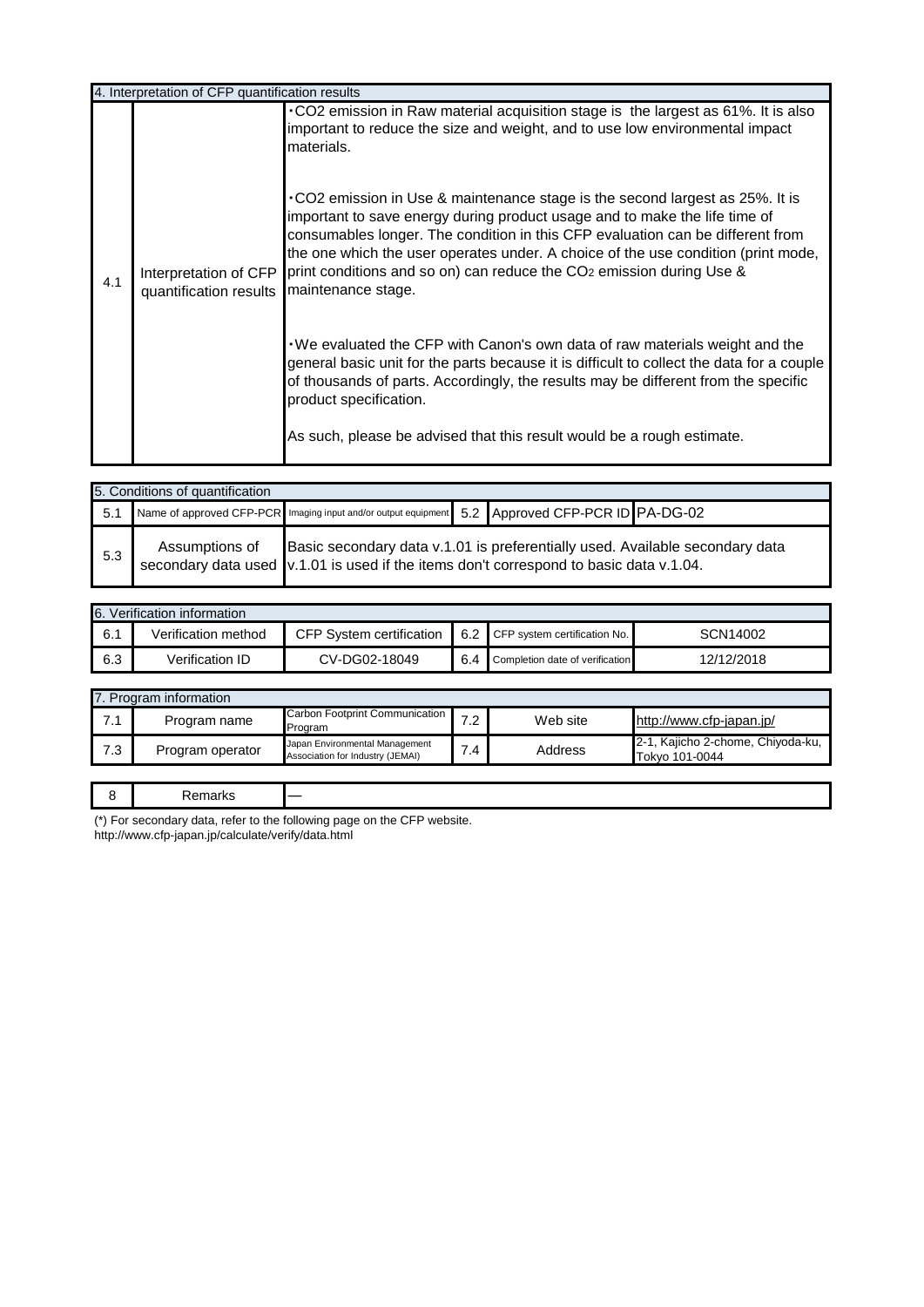| 4. Interpretation of CFP quantification results | | |
|---|---|---|
| 4.1 | Interpretation of CFP quantification results | ・$CO_2$ emission in Raw material acquisition stage is the largest as 61%. It is also important to reduce the size and weight, and to use low environmental impact materials.<br><br>・$CO_2$ emission in Use & maintenance stage is the second largest as 25%. It is important to save energy during product usage and to make the life time of consumables longer. The condition in this CFP evaluation can be different from the one which the user operates under. A choice of the use condition (print mode, print conditions and so on) can reduce the $CO_2$ emission during Use & maintenance stage.<br><br>・We evaluated the CFP with Canon's own data of raw materials weight and the general basic unit for the parts because it is difficult to collect the data for a couple of thousands of parts. Accordingly, the results may be different from the specific product specification.<br><br>As such, please be advised that this result would be a rough estimate. |

| 5. Conditions of quantification | | | | |
|---|---|---|---|---|
| 5.1 | Name of approved CFP-PCR | Imaging input and/or output equipment | 5.2 | Approved CFP-PCR ID: PA-DG-02 |
| 5.3 | Assumptions of secondary data used | Basic secondary data v.1.01 is preferentially used. Available secondary data v.1.01 is used if the items don't correspond to basic data v.1.04. | | |

| 6. Verification information | | | | | |
|---|---|---|---|---|---|
| 6.1 | Verification method | CFP System certification | 6.2 | CFP system certification No. | SCN14002 |
| 6.3 | Verification ID | CV-DG02-18049 | 6.4 | Completion date of verification | 12/12/2018 |

| 7. Program information | | | | | |
|---|---|---|---|---|---|
| 7.1 | Program name | Carbon Footprint Communication Program | 7.2 | Web site | http://www.cfp-japan.jp/ |
| 7.3 | Program operator | Japan Environmental Management Association for Industry (JEMAI) | 7.4 | Address | 2-1, Kajicho 2-chome, Chiyoda-ku, Tokyo 101-0044 |

| | | |
|---|---|---|
| 8 | Remarks | — |

(*) For secondary data, refer to the following page on the CFP website.
http://www.cfp-japan.jp/calculate/verify/data.html